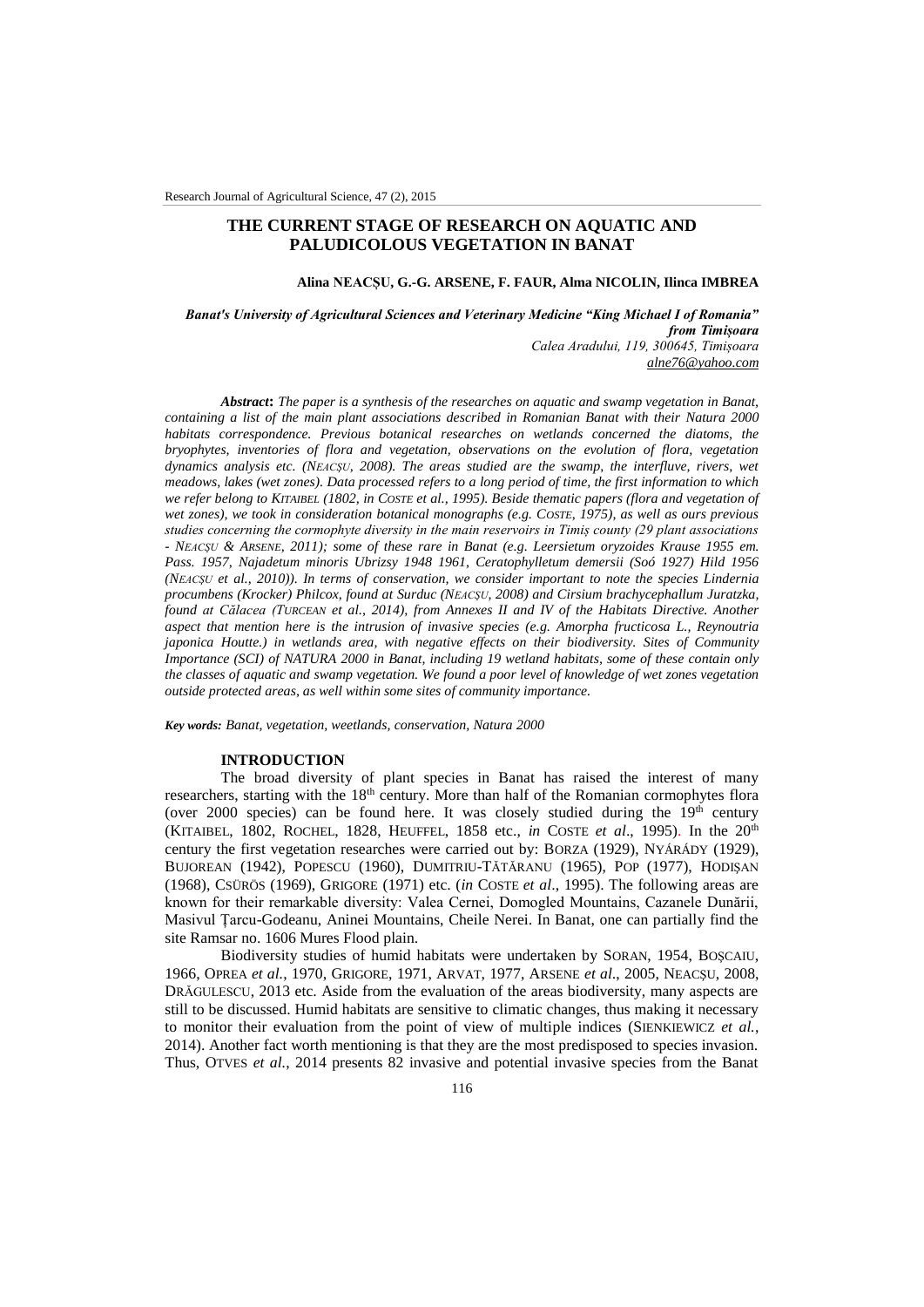# THE CURRENT STAGE OF RESEARCH ON AQUATIC AND PALUDICOLOUS VEGETATION IN BANAT

**Alina NEACȘU, G.-G. ARSENE, F. FAUR, Alma NICOLIN, Ilinca IMBREA**

***Banat's University of Agricultural Sciences and Veterinary Medicine "King Michael I of Romania" from Timişoara***
*Calea Aradului, 119, 300645, Timişoara*
*alne76@yahoo.com*

***Abstract*: *The paper is a synthesis of the researches on aquatic and swamp vegetation in Banat, containing a list of the main plant associations described in Romanian Banat with their Natura 2000 habitats correspondence. Previous botanical researches on wetlands concerned the diatoms, the bryophytes, inventories of flora and vegetation, observations on the evolution of flora, vegetation dynamics analysis etc. (NEACȘU, 2008). The areas studied are the swamp, the interfluve, rivers, wet meadows, lakes (wet zones). Data processed refers to a long period of time, the first information to which we refer belong to KITAIBEL (1802, in COSTE et al., 1995). Beside thematic papers (flora and vegetation of wet zones), we took in consideration botanical monographs (e.g. COSTE, 1975), as well as ours previous studies concerning the cormophyte diversity in the main reservoirs in Timiș county (29 plant associations - NEACȘU & ARSENE, 2011); some of these rare in Banat (e.g. Leersietum oryzoides Krause 1955 em. Pass. 1957, Najadetum minoris Ubrizsy 1948 1961, Ceratophylletum demersii (Soó 1927) Hild 1956 (NEACȘU et al., 2010)). In terms of conservation, we consider important to note the species Lindernia procumbens (Krocker) Philcox, found at Surduc (NEACȘU, 2008) and Cirsium brachycephallum Juratzka, found at Călacea (TURCEAN et al., 2014), from Annexes II and IV of the Habitats Directive. Another aspect that mention here is the intrusion of invasive species (e.g. Amorpha fructicosa L., Reynoutria japonica Houtte.) in wetlands area, with negative effects on their biodiversity. Sites of Community Importance (SCI) of NATURA 2000 in Banat, including 19 wetland habitats, some of these contain only the classes of aquatic and swamp vegetation. We found a poor level of knowledge of wet zones vegetation outside protected areas, as well within some sites of community importance.***

***Key words:*** *Banat, vegetation, weetlands, conservation, Natura 2000*

## INTRODUCTION

The broad diversity of plant species in Banat has raised the interest of many researchers, starting with the 18th century. More than half of the Romanian cormophytes flora (over 2000 species) can be found here. It was closely studied during the 19th century (KITAIBEL, 1802, ROCHEL, 1828, HEUFFEL, 1858 etc., *in* COSTE *et al*., 1995). In the 20th century the first vegetation researches were carried out by: BORZA (1929), NYÁRÁDY (1929), BUJOREAN (1942), POPESCU (1960), DUMITRIU-TĂTĂRANU (1965), POP (1977), HODIȘAN (1968), CSÜRÖS (1969), GRIGORE (1971) etc. (*in* COSTE *et al*., 1995). The following areas are known for their remarkable diversity: Valea Cernei, Domogled Mountains, Cazanele Dunării, Masivul Țarcu-Godeanu, Aninei Mountains, Cheile Nerei. In Banat, one can partially find the site Ramsar no. 1606 Mures Flood plain.

Biodiversity studies of humid habitats were undertaken by SORAN, 1954, BOȘCAIU, 1966, OPREA *et al.*, 1970, GRIGORE, 1971, ARVAT, 1977, ARSENE *et al*., 2005, NEACȘU, 2008, DRĂGULESCU, 2013 etc. Aside from the evaluation of the areas biodiversity, many aspects are still to be discussed. Humid habitats are sensitive to climatic changes, thus making it necessary to monitor their evaluation from the point of view of multiple indices (SIENKIEWICZ *et al.*, 2014). Another fact worth mentioning is that they are the most predisposed to species invasion. Thus, OTVES *et al.*, 2014 presents 82 invasive and potential invasive species from the Banat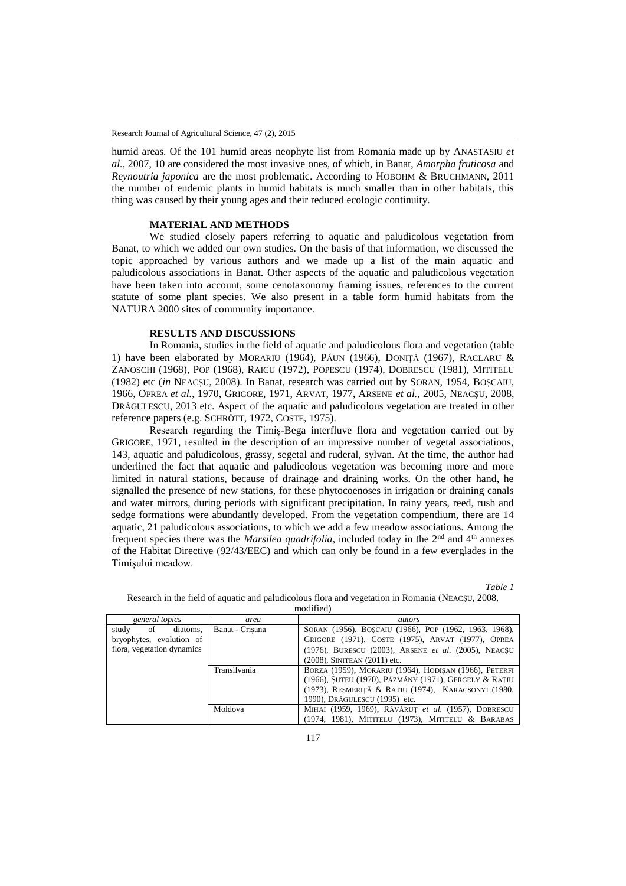humid areas. Of the 101 humid areas neophyte list from Romania made up by ANASTASIU *et al.*, 2007, 10 are considered the most invasive ones, of which, in Banat, *Amorpha fruticosa* and *Reynoutria japonica* are the most problematic. According to HOBOHM & BRUCHMANN, 2011 the number of endemic plants in humid habitats is much smaller than in other habitats, this thing was caused by their young ages and their reduced ecologic continuity.

## MATERIAL AND METHODS

We studied closely papers referring to aquatic and paludicolous vegetation from Banat, to which we added our own studies. On the basis of that information, we discussed the topic approached by various authors and we made up a list of the main aquatic and paludicolous associations in Banat. Other aspects of the aquatic and paludicolous vegetation have been taken into account, some cenotaxonomy framing issues, references to the current statute of some plant species. We also present in a table form humid habitats from the NATURA 2000 sites of community importance.

## RESULTS AND DISCUSSIONS

In Romania, studies in the field of aquatic and paludicolous flora and vegetation (table 1) have been elaborated by MORARIU (1964), PĂUN (1966), DONIȚĂ (1967), RACLARU & ZANOSCHI (1968), POP (1968), RAICU (1972), POPESCU (1974), DOBRESCU (1981), MITITELU (1982) etc (*in* NEACȘU, 2008). In Banat, research was carried out by SORAN, 1954, BOȘCAIU, 1966, OPREA *et al.*, 1970, GRIGORE, 1971, ARVAT, 1977, ARSENE *et al.*, 2005, NEACȘU, 2008, DRĂGULESCU, 2013 etc. Aspect of the aquatic and paludicolous vegetation are treated in other reference papers (e.g. SCHRÖTT, 1972, COSTE, 1975).

Research regarding the Timiș-Bega interfluve flora and vegetation carried out by GRIGORE, 1971, resulted in the description of an impressive number of vegetal associations, 143, aquatic and paludicolous, grassy, segetal and ruderal, sylvan. At the time, the author had underlined the fact that aquatic and paludicolous vegetation was becoming more and more limited in natural stations, because of drainage and draining works. On the other hand, he signalled the presence of new stations, for these phytocoenoses in irrigation or draining canals and water mirrors, during periods with significant precipitation. In rainy years, reed, rush and sedge formations were abundantly developed. From the vegetation compendium, there are 14 aquatic, 21 paludicolous associations, to which we add a few meadow associations. Among the frequent species there was the *Marsilea quadrifolia*, included today in the 2nd and 4th annexes of the Habitat Directive (92/43/EEC) and which can only be found in a few everglades in the Timișului meadow.

*Table 1*

Research in the field of aquatic and paludicolous flora and vegetation in Romania (NEACȘU, 2008, modified)

| *general topics* | *area* | *autors* |
|---|---|---|
| study of diatoms, bryophytes, evolution of flora, vegetation dynamics | Banat - Crișana | SORAN (1956), BOȘCAIU (1966), POP (1962, 1963, 1968), GRIGORE (1971), COSTE (1975), ARVAT (1977), OPREA (1976), BURESCU (2003), ARSENE *et al.* (2005), NEACȘU (2008), SINITEAN (2011) etc. |
| | Transilvania | BORZA (1959), MORARIU (1964), HODIȘAN (1966), PETERFI (1966), ȘUTEU (1970), PÁZMÁNY (1971), GERGELY & RAȚIU (1973), RESMERIȚĂ & RATIU (1974), KARACSONYI (1980, 1990), DRĂGULESCU (1995) etc. |
| | Moldova | MIHAI (1959, 1969), RĂVĂRUȚ *et al.* (1957), DOBRESCU (1974, 1981), MITITELU (1973), MITITELU & BARABAS |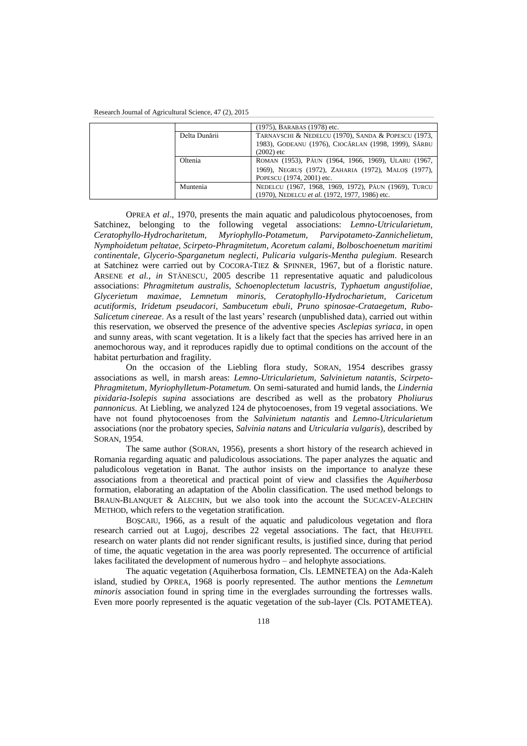| | | |
|---|---|---|
| | | (1975), BARABAS (1978) etc. |
| | Delta Dunării | TARNAVSCHI & NEDELCU (1970), SANDA & POPESCU (1973, 1983), GODEANU (1976), CIOCÂRLAN (1998, 1999), SÂRBU (2002) etc |
| | Oltenia | ROMAN (1953), PĂUN (1964, 1966, 1969), ULARU (1967, 1969), NEGRUȘ (1972), ZAHARIA (1972), MALOȘ (1977), POPESCU (1974, 2001) etc. |
| | Muntenia | NEDELCU (1967, 1968, 1969, 1972), PĂUN (1969), TURCU (1970), NEDELCU *et al.* (1972, 1977, 1986) etc. |

OPREA *et al*., 1970, presents the main aquatic and paludicolous phytocoenoses, from Satchinez, belonging to the following vegetal associations: *Lemno-Utricularietum, Ceratophyllo-Hydrocharitetum, Myriophyllo-Potametum, Parvipotameto-Zannichelietum, Nymphoidetum peltatae, Scirpeto-Phragmitetum, Acoretum calami, Bolboschoenetum maritimi continentale, Glycerio-Sparganetum neglecti, Pulicaria vulgaris-Mentha pulegium*. Research at Satchinez were carried out by COCORA-TIEZ & SPINNER, 1967, but of a floristic nature. ARSENE *et al.*, *in* STĂNESCU, 2005 describe 11 representative aquatic and paludicolous associations: *Phragmitetum australis, Schoenoplectetum lacustris, Typhaetum angustifoliae, Glycerietum maximae, Lemnetum minoris, Ceratophyllo-Hydrocharietum, Caricetum acutiformis, Iridetum pseudacori, Sambucetum ebuli, Pruno spinosae-Crataegetum, Rubo-Salicetum cinereae*. As a result of the last years' research (unpublished data), carried out within this reservation, we observed the presence of the adventive species *Asclepias syriaca*, in open and sunny areas, with scant vegetation. It is a likely fact that the species has arrived here in an anemochorous way, and it reproduces rapidly due to optimal conditions on the account of the habitat perturbation and fragility.

On the occasion of the Liebling flora study, SORAN, 1954 describes grassy associations as well, in marsh areas: *Lemno-Utricularietum, Salvinietum natantis, Scirpeto-Phragmitetum, Myriophylletum-Potametum.* On semi-saturated and humid lands, the *Lindernia pixidaria-Isolepis supina* associations are described as well as the probatory *Pholiurus pannonicus*. At Liebling, we analyzed 124 de phytocoenoses, from 19 vegetal associations. We have not found phytocoenoses from the *Salvinietum natantis* and *Lemno-Utricularietum* associations (nor the probatory species, *Salvinia natans* and *Utricularia vulgaris*), described by SORAN, 1954.

The same author (SORAN, 1956), presents a short history of the research achieved in Romania regarding aquatic and paludicolous associations. The paper analyzes the aquatic and paludicolous vegetation in Banat. The author insists on the importance to analyze these associations from a theoretical and practical point of view and classifies the *Aquiherbosa* formation, elaborating an adaptation of the Abolin classification. The used method belongs to BRAUN-BLANQUET & ALECHIN, but we also took into the account the SUCACEV-ALECHIN METHOD, which refers to the vegetation stratification.

BOȘCAIU, 1966, as a result of the aquatic and paludicolous vegetation and flora research carried out at Lugoj, describes 22 vegetal associations. The fact, that HEUFFEL research on water plants did not render significant results, is justified since, during that period of time, the aquatic vegetation in the area was poorly represented. The occurrence of artificial lakes facilitated the development of numerous hydro – and helophyte associations.

The aquatic vegetation (Aquiherbosa formation, Cls. LEMNETEA) on the Ada-Kaleh island, studied by OPREA, 1968 is poorly represented. The author mentions the *Lemnetum minoris* association found in spring time in the everglades surrounding the fortresses walls. Even more poorly represented is the aquatic vegetation of the sub-layer (Cls. POTAMETEA).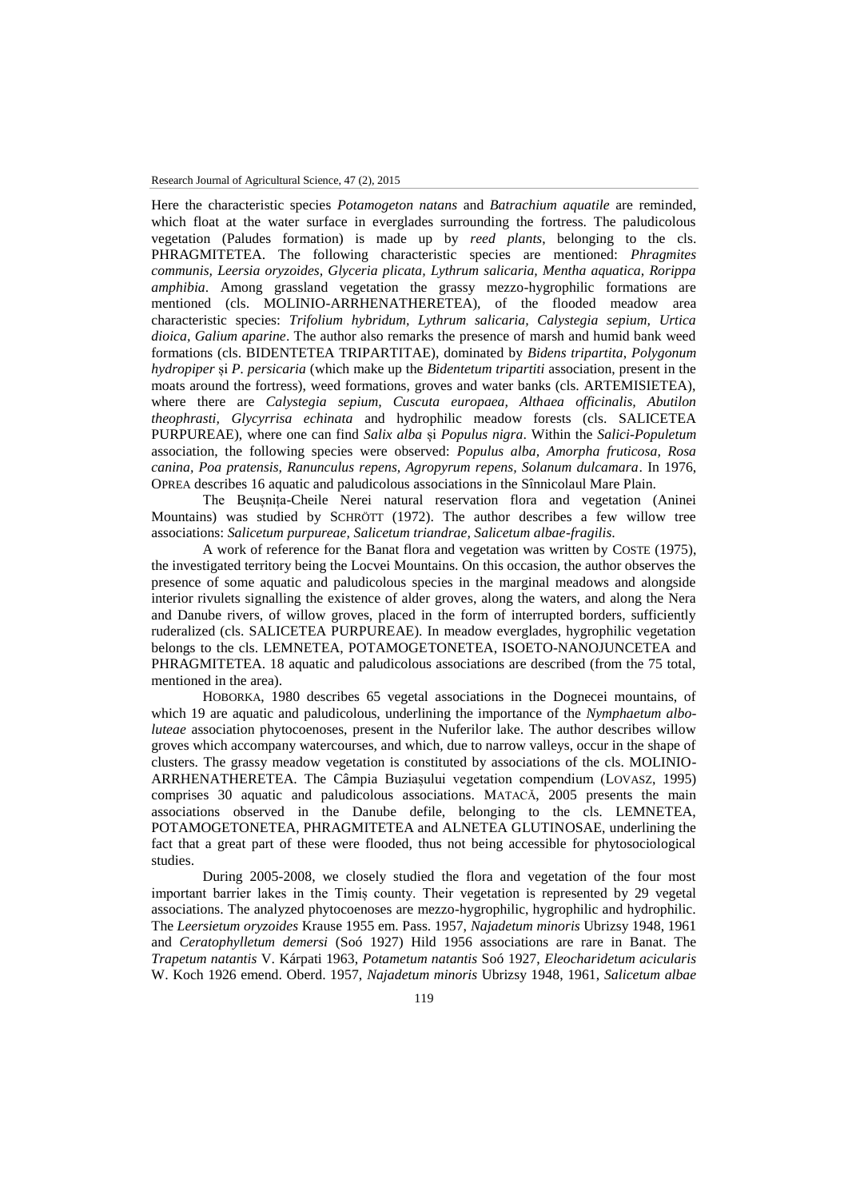Here the characteristic species *Potamogeton natans* and *Batrachium aquatile* are reminded, which float at the water surface in everglades surrounding the fortress. The paludicolous vegetation (Paludes formation) is made up by *reed plants*, belonging to the cls. PHRAGMITETEA. The following characteristic species are mentioned: *Phragmites communis, Leersia oryzoides, Glyceria plicata, Lythrum salicaria, Mentha aquatica, Rorippa amphibia*. Among grassland vegetation the grassy mezzo-hygrophilic formations are mentioned (cls. MOLINIO-ARRHENATHERETEA), of the flooded meadow area characteristic species: *Trifolium hybridum, Lythrum salicaria, Calystegia sepium, Urtica dioica, Galium aparine*. The author also remarks the presence of marsh and humid bank weed formations (cls. BIDENTETEA TRIPARTITAE), dominated by *Bidens tripartita, Polygonum hydropiper* și *P. persicaria* (which make up the *Bidentetum tripartiti* association, present in the moats around the fortress), weed formations, groves and water banks (cls. ARTEMISIETEA), where there are *Calystegia sepium, Cuscuta europaea, Althaea officinalis, Abutilon theophrasti, Glycyrrisa echinata* and hydrophilic meadow forests (cls. SALICETEA PURPUREAE), where one can find *Salix alba* și *Populus nigra*. Within the *Salici-Populetum* association, the following species were observed: *Populus alba, Amorpha fruticosa, Rosa canina, Poa pratensis, Ranunculus repens, Agropyrum repens, Solanum dulcamara*. In 1976, OPREA describes 16 aquatic and paludicolous associations in the Sînnicolaul Mare Plain.

The Beușnița-Cheile Nerei natural reservation flora and vegetation (Aninei Mountains) was studied by SCHRÖTT (1972). The author describes a few willow tree associations: *Salicetum purpureae, Salicetum triandrae, Salicetum albae-fragilis*.

A work of reference for the Banat flora and vegetation was written by COSTE (1975), the investigated territory being the Locvei Mountains. On this occasion, the author observes the presence of some aquatic and paludicolous species in the marginal meadows and alongside interior rivulets signalling the existence of alder groves, along the waters, and along the Nera and Danube rivers, of willow groves, placed in the form of interrupted borders, sufficiently ruderalized (cls. SALICETEA PURPUREAE). In meadow everglades, hygrophilic vegetation belongs to the cls. LEMNETEA, POTAMOGETONETEA, ISOETO-NANOJUNCETEA and PHRAGMITETEA. 18 aquatic and paludicolous associations are described (from the 75 total, mentioned in the area).

HOBORKA, 1980 describes 65 vegetal associations in the Dognecei mountains, of which 19 are aquatic and paludicolous, underlining the importance of the *Nymphaetum albo-luteae* association phytocoenoses, present in the Nuferilor lake. The author describes willow groves which accompany watercourses, and which, due to narrow valleys, occur in the shape of clusters. The grassy meadow vegetation is constituted by associations of the cls. MOLINIO-ARRHENATHERETEA. The Câmpia Buziașului vegetation compendium (LOVASZ, 1995) comprises 30 aquatic and paludicolous associations. MATACĂ, 2005 presents the main associations observed in the Danube defile, belonging to the cls. LEMNETEA, POTAMOGETONETEA, PHRAGMITETEA and ALNETEA GLUTINOSAE, underlining the fact that a great part of these were flooded, thus not being accessible for phytosociological studies.

During 2005-2008, we closely studied the flora and vegetation of the four most important barrier lakes in the Timiș county. Their vegetation is represented by 29 vegetal associations. The analyzed phytocoenoses are mezzo-hygrophilic, hygrophilic and hydrophilic. The *Leersietum oryzoides* Krause 1955 em. Pass. 1957, *Najadetum minoris* Ubrizsy 1948, 1961 and *Ceratophylletum demersi* (Soó 1927) Hild 1956 associations are rare in Banat. The *Trapetum natantis* V. Kárpati 1963, *Potametum natantis* Soó 1927, *Eleocharidetum acicularis* W. Koch 1926 emend. Oberd. 1957, *Najadetum minoris* Ubrizsy 1948, 1961, *Salicetum albae*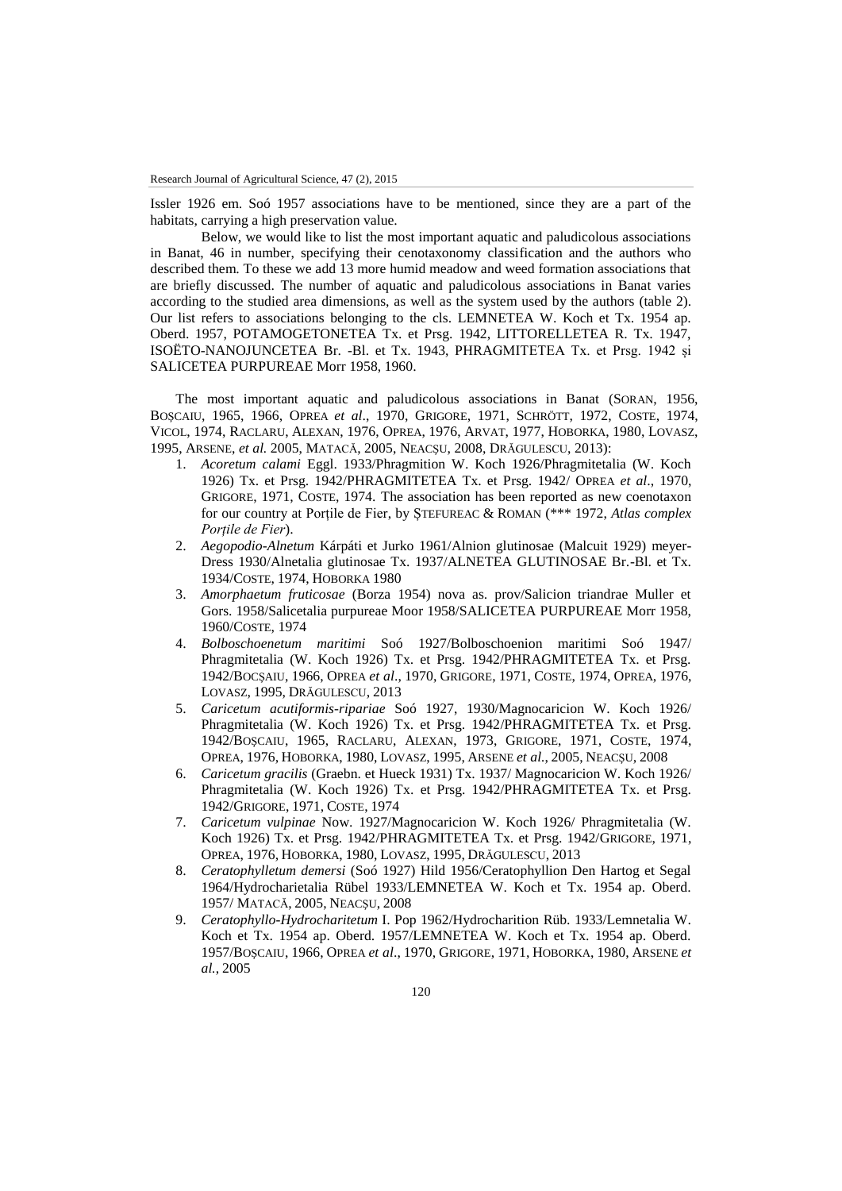Issler 1926 em. Soó 1957 associations have to be mentioned, since they are a part of the habitats, carrying a high preservation value.

Below, we would like to list the most important aquatic and paludicolous associations in Banat, 46 in number, specifying their cenotaxonomy classification and the authors who described them. To these we add 13 more humid meadow and weed formation associations that are briefly discussed. The number of aquatic and paludicolous associations in Banat varies according to the studied area dimensions, as well as the system used by the authors (table 2). Our list refers to associations belonging to the cls. LEMNETEA W. Koch et Tx. 1954 ap. Oberd. 1957, POTAMOGETONETEA Tx. et Prsg. 1942, LITTORELLETEA R. Tx. 1947, ISOËTO-NANOJUNCETEA Br. -Bl. et Tx. 1943, PHRAGMITETEA Tx. et Prsg. 1942 și SALICETEA PURPUREAE Morr 1958, 1960.

The most important aquatic and paludicolous associations in Banat (SORAN, 1956, BOȘCAIU, 1965, 1966, OPREA *et al*., 1970, GRIGORE, 1971, SCHRÖTT, 1972, COSTE, 1974, VICOL, 1974, RACLARU, ALEXAN, 1976, OPREA, 1976, ARVAT, 1977, HOBORKA, 1980, LOVASZ, 1995, ARSENE, *et al.* 2005, MATACĂ, 2005, NEACȘU, 2008, DRĂGULESCU, 2013):

1. *Acoretum calami* Eggl. 1933/Phragmition W. Koch 1926/Phragmitetalia (W. Koch 1926) Tx. et Prsg. 1942/PHRAGMITETEA Tx. et Prsg. 1942/ OPREA *et al*., 1970, GRIGORE, 1971, COSTE, 1974. The association has been reported as new coenotaxon for our country at Porțile de Fier, by ȘTEFUREAC & ROMAN (*** 1972, *Atlas complex Porțile de Fier*).
2. *Aegopodio-Alnetum* Kárpáti et Jurko 1961/Alnion glutinosae (Malcuit 1929) meyer-Dress 1930/Alnetalia glutinosae Tx. 1937/ALNETEA GLUTINOSAE Br.-Bl. et Tx. 1934/COSTE, 1974, HOBORKA 1980
3. *Amorphaetum fruticosae* (Borza 1954) nova as. prov/Salicion triandrae Muller et Gors. 1958/Salicetalia purpureae Moor 1958/SALICETEA PURPUREAE Morr 1958, 1960/COSTE, 1974
4. *Bolboschoenetum maritimi* Soó 1927/Bolboschoenion maritimi Soó 1947/ Phragmitetalia (W. Koch 1926) Tx. et Prsg. 1942/PHRAGMITETEA Tx. et Prsg. 1942/BOCȘAIU, 1966, OPREA *et al*., 1970, GRIGORE, 1971, COSTE, 1974, OPREA, 1976, LOVASZ, 1995, DRĂGULESCU, 2013
5. *Caricetum acutiformis-ripariae* Soó 1927, 1930/Magnocaricion W. Koch 1926/ Phragmitetalia (W. Koch 1926) Tx. et Prsg. 1942/PHRAGMITETEA Tx. et Prsg. 1942/BOȘCAIU, 1965, RACLARU, ALEXAN, 1973, GRIGORE, 1971, COSTE, 1974, OPREA, 1976, HOBORKA, 1980, LOVASZ, 1995, ARSENE *et al.*, 2005, NEACȘU, 2008
6. *Caricetum gracilis* (Graebn. et Hueck 1931) Tx. 1937/ Magnocaricion W. Koch 1926/ Phragmitetalia (W. Koch 1926) Tx. et Prsg. 1942/PHRAGMITETEA Tx. et Prsg. 1942/GRIGORE, 1971, COSTE, 1974
7. *Caricetum vulpinae* Now. 1927/Magnocaricion W. Koch 1926/ Phragmitetalia (W. Koch 1926) Tx. et Prsg. 1942/PHRAGMITETEA Tx. et Prsg. 1942/GRIGORE, 1971, OPREA, 1976, HOBORKA, 1980, LOVASZ, 1995, DRĂGULESCU, 2013
8. *Ceratophylletum demersi* (Soó 1927) Hild 1956/Ceratophyllion Den Hartog et Segal 1964/Hydrocharietalia Rübel 1933/LEMNETEA W. Koch et Tx. 1954 ap. Oberd. 1957/ MATACĂ, 2005, NEACȘU, 2008
9. *Ceratophyllo-Hydrocharitetum* I. Pop 1962/Hydrocharition Rüb. 1933/Lemnetalia W. Koch et Tx. 1954 ap. Oberd. 1957/LEMNETEA W. Koch et Tx. 1954 ap. Oberd. 1957/BOȘCAIU, 1966, OPREA *et al*., 1970, GRIGORE, 1971, HOBORKA, 1980, ARSENE *et al.*, 2005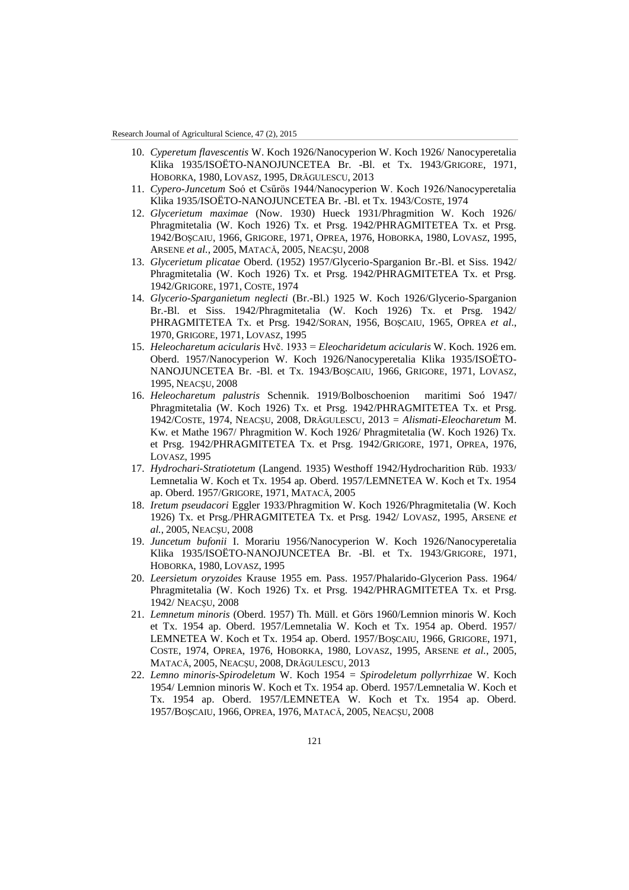10. *Cyperetum flavescentis* W. Koch 1926/Nanocyperion W. Koch 1926/ Nanocyperetalia Klika 1935/ISOËTO-NANOJUNCETEA Br. -Bl. et Tx. 1943/GRIGORE, 1971, HOBORKA, 1980, LOVASZ, 1995, DRĂGULESCU, 2013
11. *Cypero-Juncetum* Soó et Csűrös 1944/Nanocyperion W. Koch 1926/Nanocyperetalia Klika 1935/ISOËTO-NANOJUNCETEA Br. -Bl. et Tx. 1943/COSTE, 1974
12. *Glycerietum maximae* (Now. 1930) Hueck 1931/Phragmition W. Koch 1926/ Phragmitetalia (W. Koch 1926) Tx. et Prsg. 1942/PHRAGMITETEA Tx. et Prsg. 1942/BOŞCAIU, 1966, GRIGORE, 1971, OPREA, 1976, HOBORKA, 1980, LOVASZ, 1995, ARSENE *et al.*, 2005, MATACĂ, 2005, NEACŞU, 2008
13. *Glycerietum plicatae* Oberd. (1952) 1957/Glycerio-Sparganion Br.-Bl. et Siss. 1942/ Phragmitetalia (W. Koch 1926) Tx. et Prsg. 1942/PHRAGMITETEA Tx. et Prsg. 1942/GRIGORE, 1971, COSTE, 1974
14. *Glycerio-Sparganietum neglecti* (Br.-Bl.) 1925 W. Koch 1926/Glycerio-Sparganion Br.-Bl. et Siss. 1942/Phragmitetalia (W. Koch 1926) Tx. et Prsg. 1942/ PHRAGMITETEA Tx. et Prsg. 1942/SORAN, 1956, BOŞCAIU, 1965, OPREA *et al*., 1970, GRIGORE, 1971, LOVASZ, 1995
15. *Heleocharetum acicularis* Hvč. 1933 = *Eleocharidetum acicularis* W. Koch. 1926 em. Oberd. 1957/Nanocyperion W. Koch 1926/Nanocyperetalia Klika 1935/ISOËTO-NANOJUNCETEA Br. -Bl. et Tx. 1943/BOŞCAIU, 1966, GRIGORE, 1971, LOVASZ, 1995, NEACŞU, 2008
16. *Heleocharetum palustris* Schennik. 1919/Bolboschoenion maritimi Soó 1947/ Phragmitetalia (W. Koch 1926) Tx. et Prsg. 1942/PHRAGMITETEA Tx. et Prsg. 1942/COSTE, 1974, NEACŞU, 2008, DRĂGULESCU, 2013 = *Alismati-Eleocharetum* M. Kw. et Mathe 1967/ Phragmition W. Koch 1926/ Phragmitetalia (W. Koch 1926) Tx. et Prsg. 1942/PHRAGMITETEA Tx. et Prsg. 1942/GRIGORE, 1971, OPREA, 1976, LOVASZ, 1995
17. *Hydrochari-Stratiotetum* (Langend. 1935) Westhoff 1942/Hydrocharition Rüb. 1933/ Lemnetalia W. Koch et Tx. 1954 ap. Oberd. 1957/LEMNETEA W. Koch et Tx. 1954 ap. Oberd. 1957/GRIGORE, 1971, MATACĂ, 2005
18. *Iretum pseudacori* Eggler 1933/Phragmition W. Koch 1926/Phragmitetalia (W. Koch 1926) Tx. et Prsg./PHRAGMITETEA Tx. et Prsg. 1942/ LOVASZ, 1995, ARSENE *et al.*, 2005, NEACŞU, 2008
19. *Juncetum bufonii* I. Morariu 1956/Nanocyperion W. Koch 1926/Nanocyperetalia Klika 1935/ISOËTO-NANOJUNCETEA Br. -Bl. et Tx. 1943/GRIGORE, 1971, HOBORKA, 1980, LOVASZ, 1995
20. *Leersietum oryzoides* Krause 1955 em. Pass. 1957/Phalarido-Glycerion Pass. 1964/ Phragmitetalia (W. Koch 1926) Tx. et Prsg. 1942/PHRAGMITETEA Tx. et Prsg. 1942/ NEACŞU, 2008
21. *Lemnetum minoris* (Oberd. 1957) Th. Müll. et Görs 1960/Lemnion minoris W. Koch et Tx. 1954 ap. Oberd. 1957/Lemnetalia W. Koch et Tx. 1954 ap. Oberd. 1957/ LEMNETEA W. Koch et Tx. 1954 ap. Oberd. 1957/BOŞCAIU, 1966, GRIGORE, 1971, COSTE, 1974, OPREA, 1976, HOBORKA, 1980, LOVASZ, 1995, ARSENE *et al.*, 2005, MATACĂ, 2005, NEACŞU, 2008, DRĂGULESCU, 2013
22. *Lemno minoris-Spirodeletum* W. Koch 1954 = *Spirodeletum pollyrrhizae* W. Koch 1954/ Lemnion minoris W. Koch et Tx. 1954 ap. Oberd. 1957/Lemnetalia W. Koch et Tx. 1954 ap. Oberd. 1957/LEMNETEA W. Koch et Tx. 1954 ap. Oberd. 1957/BOŞCAIU, 1966, OPREA, 1976, MATACĂ, 2005, NEACŞU, 2008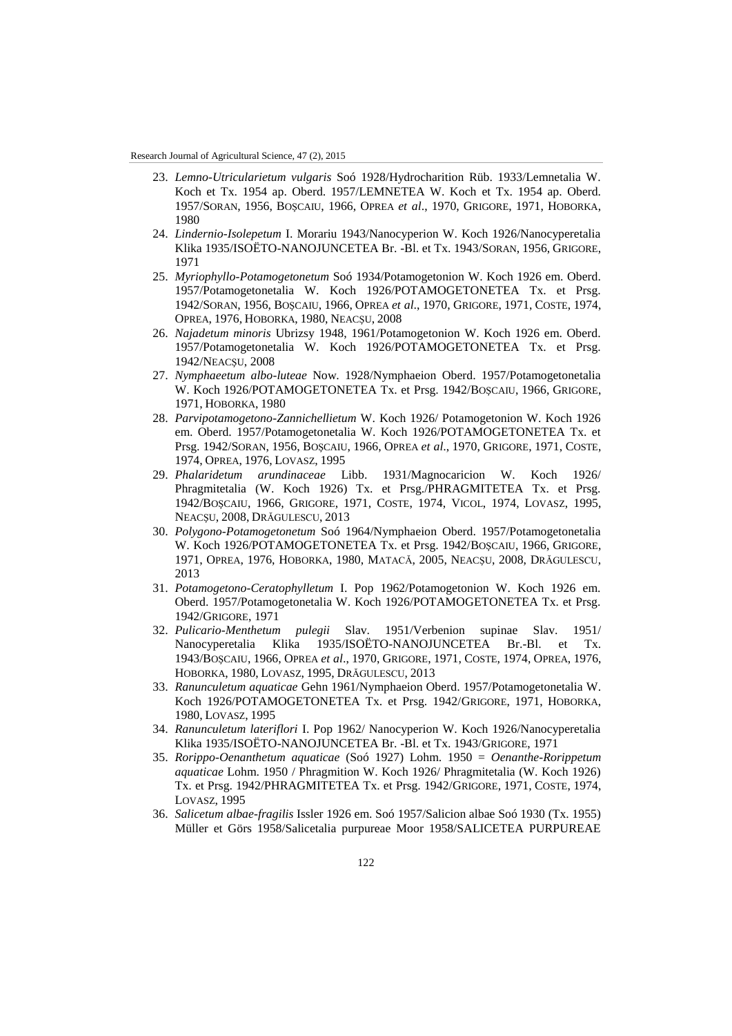23. *Lemno-Utricularietum vulgaris* Soó 1928/Hydrocharition Rüb. 1933/Lemnetalia W. Koch et Tx. 1954 ap. Oberd. 1957/LEMNETEA W. Koch et Tx. 1954 ap. Oberd. 1957/SORAN, 1956, BOȘCAIU, 1966, OPREA *et al*., 1970, GRIGORE, 1971, HOBORKA, 1980
24. *Lindernio-Isolepetum* I. Morariu 1943/Nanocyperion W. Koch 1926/Nanocyperetalia Klika 1935/ISOËTO-NANOJUNCETEA Br. -Bl. et Tx. 1943/SORAN, 1956, GRIGORE, 1971
25. *Myriophyllo-Potamogetonetum* Soó 1934/Potamogetonion W. Koch 1926 em. Oberd. 1957/Potamogetonetalia W. Koch 1926/POTAMOGETONETEA Tx. et Prsg. 1942/SORAN, 1956, BOȘCAIU, 1966, OPREA *et al*., 1970, GRIGORE, 1971, COSTE, 1974, OPREA, 1976, HOBORKA, 1980, NEACȘU, 2008
26. *Najadetum minoris* Ubrizsy 1948, 1961/Potamogetonion W. Koch 1926 em. Oberd. 1957/Potamogetonetalia W. Koch 1926/POTAMOGETONETEA Tx. et Prsg. 1942/NEACȘU, 2008
27. *Nymphaeetum albo-luteae* Now. 1928/Nymphaeion Oberd. 1957/Potamogetonetalia W. Koch 1926/POTAMOGETONETEA Tx. et Prsg. 1942/BOȘCAIU, 1966, GRIGORE, 1971, HOBORKA, 1980
28. *Parvipotamogetono-Zannichellietum* W. Koch 1926/ Potamogetonion W. Koch 1926 em. Oberd. 1957/Potamogetonetalia W. Koch 1926/POTAMOGETONETEA Tx. et Prsg. 1942/SORAN, 1956, BOȘCAIU, 1966, OPREA *et al*., 1970, GRIGORE, 1971, COSTE, 1974, OPREA, 1976, LOVASZ, 1995
29. *Phalaridetum arundinaceae* Libb. 1931/Magnocaricion W. Koch 1926/ Phragmitetalia (W. Koch 1926) Tx. et Prsg./PHRAGMITETEA Tx. et Prsg. 1942/BOȘCAIU, 1966, GRIGORE, 1971, COSTE, 1974, VICOL, 1974, LOVASZ, 1995, NEACȘU, 2008, DRĂGULESCU, 2013
30. *Polygono-Potamogetonetum* Soó 1964/Nymphaeion Oberd. 1957/Potamogetonetalia W. Koch 1926/POTAMOGETONETEA Tx. et Prsg. 1942/BOȘCAIU, 1966, GRIGORE, 1971, OPREA, 1976, HOBORKA, 1980, MATACĂ, 2005, NEACȘU, 2008, DRĂGULESCU, 2013
31. *Potamogetono-Ceratophylletum* I. Pop 1962/Potamogetonion W. Koch 1926 em. Oberd. 1957/Potamogetonetalia W. Koch 1926/POTAMOGETONETEA Tx. et Prsg. 1942/GRIGORE, 1971
32. *Pulicario-Menthetum pulegii* Slav. 1951/Verbenion supinae Slav. 1951/ Nanocyperetalia Klika 1935/ISOËTO-NANOJUNCETEA Br.-Bl. et Tx. 1943/BOȘCAIU, 1966, OPREA *et al*., 1970, GRIGORE, 1971, COSTE, 1974, OPREA, 1976, HOBORKA, 1980, LOVASZ, 1995, DRĂGULESCU, 2013
33. *Ranunculetum aquaticae* Gehn 1961/Nymphaeion Oberd. 1957/Potamogetonetalia W. Koch 1926/POTAMOGETONETEA Tx. et Prsg. 1942/GRIGORE, 1971, HOBORKA, 1980, LOVASZ, 1995
34. *Ranunculetum lateriflori* I. Pop 1962/ Nanocyperion W. Koch 1926/Nanocyperetalia Klika 1935/ISOËTO-NANOJUNCETEA Br. -Bl. et Tx. 1943/GRIGORE, 1971
35. *Rorippo-Oenanthetum aquaticae* (Soó 1927) Lohm. 1950 = *Oenanthe-Rorippetum aquaticae* Lohm. 1950 / Phragmition W. Koch 1926/ Phragmitetalia (W. Koch 1926) Tx. et Prsg. 1942/PHRAGMITETEA Tx. et Prsg. 1942/GRIGORE, 1971, COSTE, 1974, LOVASZ, 1995
36. *Salicetum albae-fragilis* Issler 1926 em. Soó 1957/Salicion albae Soó 1930 (Tx. 1955) Müller et Görs 1958/Salicetalia purpureae Moor 1958/SALICETEA PURPUREAE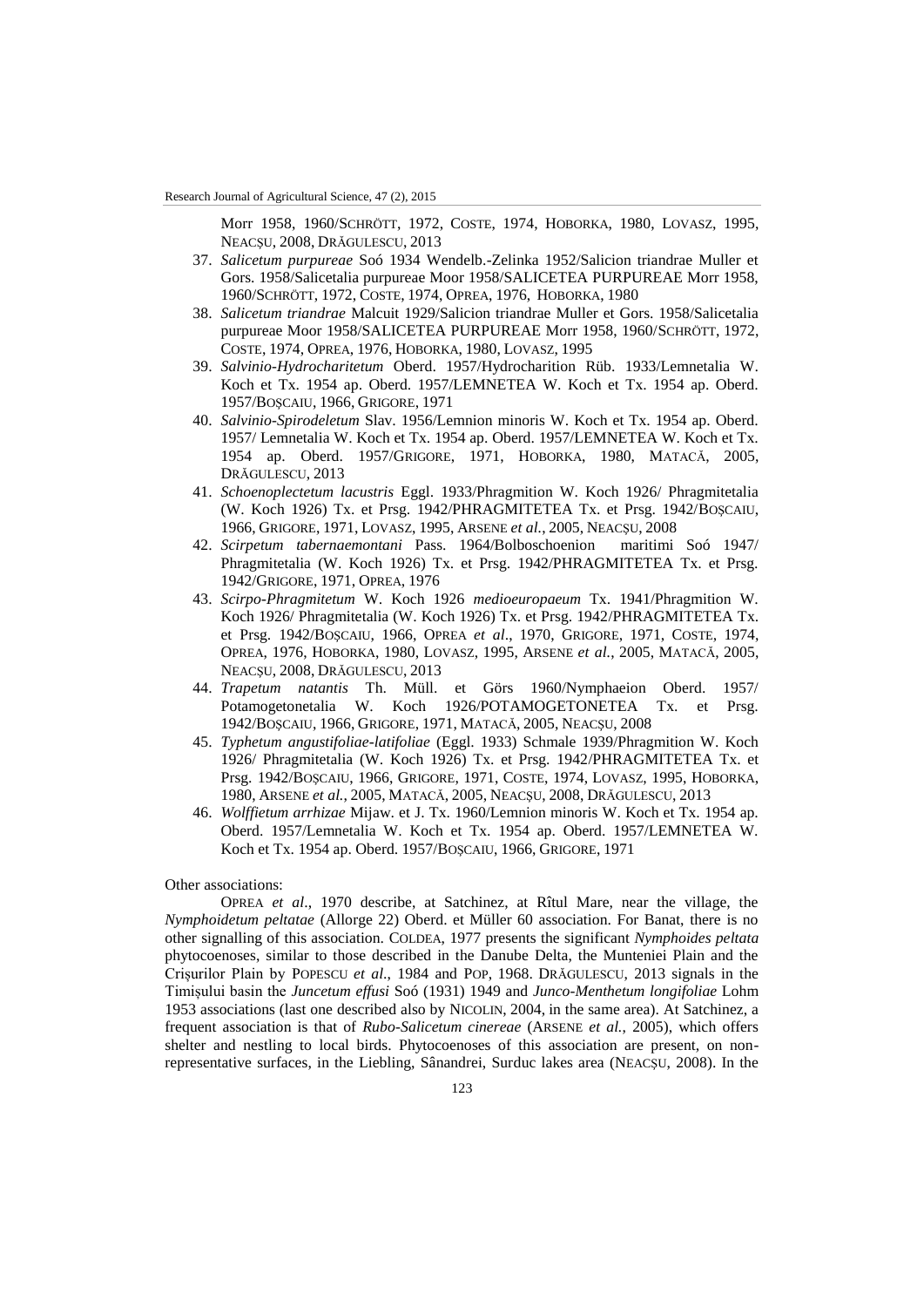Morr 1958, 1960/SCHRÖTT, 1972, COSTE, 1974, HOBORKA, 1980, LOVASZ, 1995, NEACŞU, 2008, DRĂGULESCU, 2013

37. *Salicetum purpureae* Soó 1934 Wendelb.-Zelinka 1952/Salicion triandrae Muller et Gors. 1958/Salicetalia purpureae Moor 1958/SALICETEA PURPUREAE Morr 1958, 1960/SCHRÖTT, 1972, COSTE, 1974, OPREA, 1976, HOBORKA, 1980
38. *Salicetum triandrae* Malcuit 1929/Salicion triandrae Muller et Gors. 1958/Salicetalia purpureae Moor 1958/SALICETEA PURPUREAE Morr 1958, 1960/SCHRÖTT, 1972, COSTE, 1974, OPREA, 1976, HOBORKA, 1980, LOVASZ, 1995
39. *Salvinio-Hydrocharitetum* Oberd. 1957/Hydrocharition Rüb. 1933/Lemnetalia W. Koch et Tx. 1954 ap. Oberd. 1957/LEMNETEA W. Koch et Tx. 1954 ap. Oberd. 1957/BOŞCAIU, 1966, GRIGORE, 1971
40. *Salvinio-Spirodeletum* Slav. 1956/Lemnion minoris W. Koch et Tx. 1954 ap. Oberd. 1957/ Lemnetalia W. Koch et Tx. 1954 ap. Oberd. 1957/LEMNETEA W. Koch et Tx. 1954 ap. Oberd. 1957/GRIGORE, 1971, HOBORKA, 1980, MATACĂ, 2005, DRĂGULESCU, 2013
41. *Schoenoplectetum lacustris* Eggl. 1933/Phragmition W. Koch 1926/ Phragmitetalia (W. Koch 1926) Tx. et Prsg. 1942/PHRAGMITETEA Tx. et Prsg. 1942/BOŞCAIU, 1966, GRIGORE, 1971, LOVASZ, 1995, ARSENE *et al.*, 2005, NEACŞU, 2008
42. *Scirpetum tabernaemontani* Pass. 1964/Bolboschoenion maritimi Soó 1947/ Phragmitetalia (W. Koch 1926) Tx. et Prsg. 1942/PHRAGMITETEA Tx. et Prsg. 1942/GRIGORE, 1971, OPREA, 1976
43. *Scirpo-Phragmitetum* W. Koch 1926 *medioeuropaeum* Tx. 1941/Phragmition W. Koch 1926/ Phragmitetalia (W. Koch 1926) Tx. et Prsg. 1942/PHRAGMITETEA Tx. et Prsg. 1942/BOŞCAIU, 1966, OPREA *et al.*, 1970, GRIGORE, 1971, COSTE, 1974, OPREA, 1976, HOBORKA, 1980, LOVASZ, 1995, ARSENE *et al.*, 2005, MATACĂ, 2005, NEACŞU, 2008, DRĂGULESCU, 2013
44. *Trapetum natantis* Th. Müll. et Görs 1960/Nymphaeion Oberd. 1957/ Potamogetonetalia W. Koch 1926/POTAMOGETONETEA Tx. et Prsg. 1942/BOŞCAIU, 1966, GRIGORE, 1971, MATACĂ, 2005, NEACŞU, 2008
45. *Typhetum angustifoliae-latifoliae* (Eggl. 1933) Schmale 1939/Phragmition W. Koch 1926/ Phragmitetalia (W. Koch 1926) Tx. et Prsg. 1942/PHRAGMITETEA Tx. et Prsg. 1942/BOŞCAIU, 1966, GRIGORE, 1971, COSTE, 1974, LOVASZ, 1995, HOBORKA, 1980, ARSENE *et al.*, 2005, MATACĂ, 2005, NEACŞU, 2008, DRĂGULESCU, 2013
46. *Wolffietum arrhizae* Mijaw. et J. Tx. 1960/Lemnion minoris W. Koch et Tx. 1954 ap. Oberd. 1957/Lemnetalia W. Koch et Tx. 1954 ap. Oberd. 1957/LEMNETEA W. Koch et Tx. 1954 ap. Oberd. 1957/BOŞCAIU, 1966, GRIGORE, 1971

Other associations:

OPREA *et al.*, 1970 describe, at Satchinez, at Rîtul Mare, near the village, the *Nymphoidetum peltatae* (Allorge 22) Oberd. et Müller 60 association. For Banat, there is no other signalling of this association. COLDEA, 1977 presents the significant *Nymphoides peltata* phytocoenoses, similar to those described in the Danube Delta, the Munteniei Plain and the Crişurilor Plain by POPESCU *et al.*, 1984 and POP, 1968. DRĂGULESCU, 2013 signals in the Timişului basin the *Juncetum effusi* Soó (1931) 1949 and *Junco-Menthetum longifoliae* Lohm 1953 associations (last one described also by NICOLIN, 2004, in the same area). At Satchinez, a frequent association is that of *Rubo-Salicetum cinereae* (ARSENE *et al.*, 2005), which offers shelter and nestling to local birds. Phytocoenoses of this association are present, on non-representative surfaces, in the Liebling, Sânandrei, Surduc lakes area (NEACŞU, 2008). In the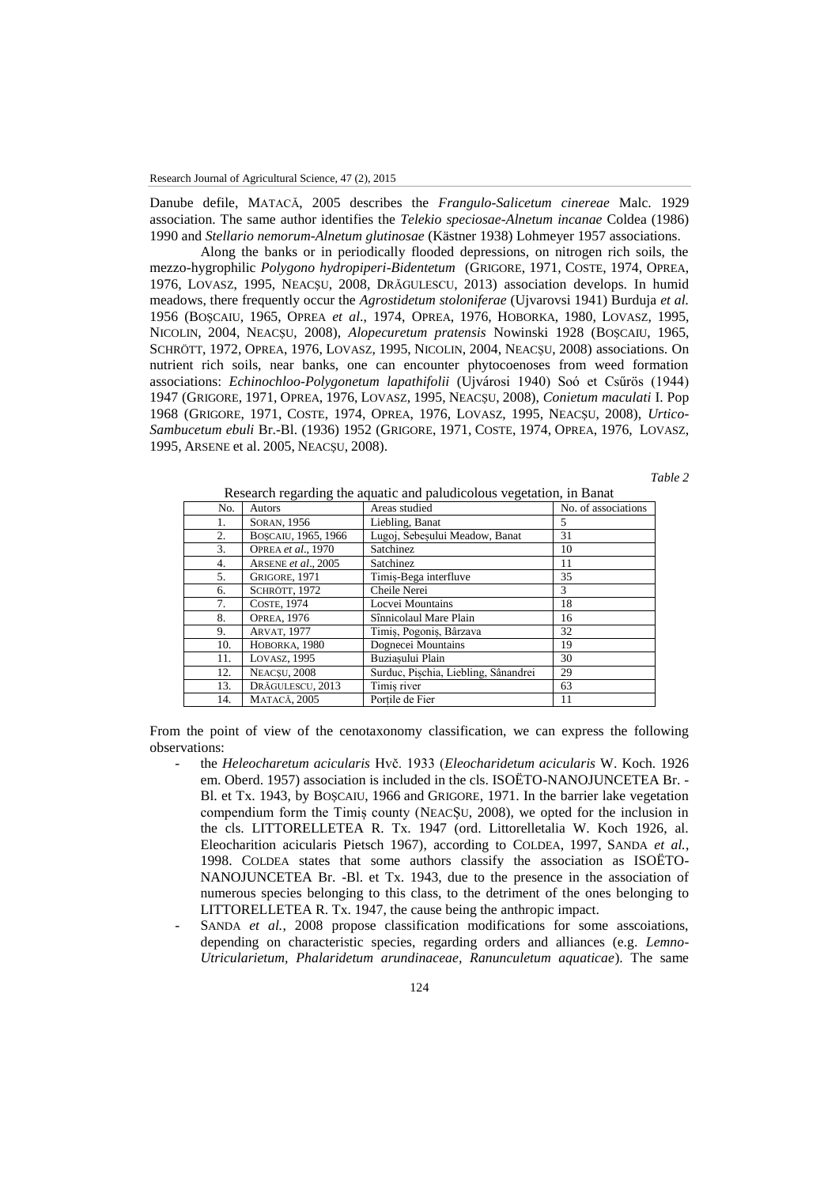Danube defile, MATACĂ, 2005 describes the *Frangulo-Salicetum cinereae* Malc. 1929 association. The same author identifies the *Telekio speciosae-Alnetum incanae* Coldea (1986) 1990 and *Stellario nemorum-Alnetum glutinosae* (Kästner 1938) Lohmeyer 1957 associations.

Along the banks or in periodically flooded depressions, on nitrogen rich soils, the mezzo-hygrophilic *Polygono hydropiperi-Bidentetum* (GRIGORE, 1971, COSTE, 1974, OPREA, 1976, LOVASZ, 1995, NEACȘU, 2008, DRĂGULESCU, 2013) association develops. In humid meadows, there frequently occur the *Agrostidetum stoloniferae* (Ujvarovsi 1941) Burduja *et al.* 1956 (BOȘCAIU, 1965, OPREA *et al.*, 1974, OPREA, 1976, HOBORKA, 1980, LOVASZ, 1995, NICOLIN, 2004, NEACȘU, 2008), *Alopecuretum pratensis* Nowinski 1928 (BOȘCAIU, 1965, SCHRÖTT, 1972, OPREA, 1976, LOVASZ, 1995, NICOLIN, 2004, NEACȘU, 2008) associations. On nutrient rich soils, near banks, one can encounter phytocoenoses from weed formation associations: *Echinochloo-Polygonetum lapathifolii* (Ujvárosi 1940) Soó et Csűrös (1944) 1947 (GRIGORE, 1971, OPREA, 1976, LOVASZ, 1995, NEACȘU, 2008), *Conietum maculati* I. Pop 1968 (GRIGORE, 1971, COSTE, 1974, OPREA, 1976, LOVASZ, 1995, NEACȘU, 2008), *Urtico-Sambucetum ebuli* Br.-Bl. (1936) 1952 (GRIGORE, 1971, COSTE, 1974, OPREA, 1976, LOVASZ, 1995, ARSENE et al. 2005, NEACȘU, 2008).

*Table 2*

Research regarding the aquatic and paludicolous vegetation, in Banat

| No. | Autors | Areas studied | No. of associations |
|---|---|---|---|
| 1. | SORAN, 1956 | Liebling, Banat | 5 |
| 2. | BOȘCAIU, 1965, 1966 | Lugoj, Sebeșului Meadow, Banat | 31 |
| 3. | OPREA *et al.*, 1970 | Satchinez | 10 |
| 4. | ARSENE *et al.*, 2005 | Satchinez | 11 |
| 5. | GRIGORE, 1971 | Timiș-Bega interfluve | 35 |
| 6. | SCHRÖTT, 1972 | Cheile Nerei | 3 |
| 7. | COSTE, 1974 | Locvei Mountains | 18 |
| 8. | OPREA, 1976 | Sînnicolaul Mare Plain | 16 |
| 9. | ARVAT, 1977 | Timiș, Pogoniș, Bârzava | 32 |
| 10. | HOBORKA, 1980 | Dognecei Mountains | 19 |
| 11. | LOVASZ, 1995 | Buziașului Plain | 30 |
| 12. | NEACȘU, 2008 | Surduc, Pișchia, Liebling, Sânandrei | 29 |
| 13. | DRĂGULESCU, 2013 | Timiș river | 63 |
| 14. | MATACĂ, 2005 | Porțile de Fier | 11 |

From the point of view of the cenotaxonomy classification, we can express the following observations:

- the *Heleocharetum acicularis* Hvč. 1933 (*Eleocharidetum acicularis* W. Koch. 1926 em. Oberd. 1957) association is included in the cls. ISOËTO-NANOJUNCETEA Br. - Bl. et Tx. 1943, by BOȘCAIU, 1966 and GRIGORE, 1971. In the barrier lake vegetation compendium form the Timiș county (NEACȘU, 2008), we opted for the inclusion in the cls. LITTORELLETEA R. Tx. 1947 (ord. Littorelletalia W. Koch 1926, al. Eleocharition acicularis Pietsch 1967), according to COLDEA, 1997, SANDA *et al.*, 1998. COLDEA states that some authors classify the association as ISOËTO-NANOJUNCETEA Br. -Bl. et Tx. 1943, due to the presence in the association of numerous species belonging to this class, to the detriment of the ones belonging to LITTORELLETEA R. Tx. 1947, the cause being the anthropic impact.
- SANDA *et al.*, 2008 propose classification modifications for some asscoiations, depending on characteristic species, regarding orders and alliances (e.g. *Lemno-Utricularietum*, *Phalaridetum arundinaceae*, *Ranunculetum aquaticae*). The same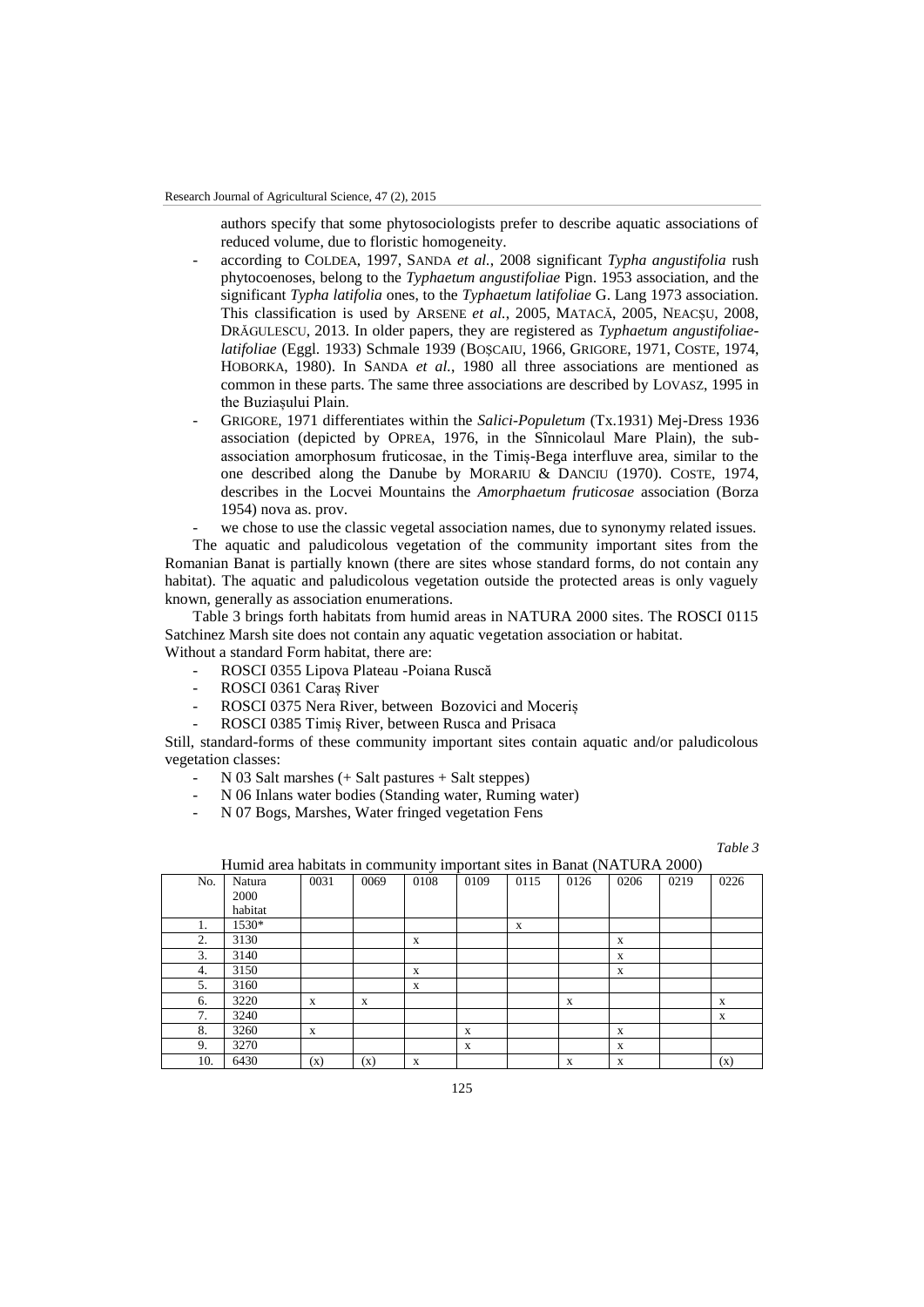authors specify that some phytosociologists prefer to describe aquatic associations of reduced volume, due to floristic homogeneity.

- according to COLDEA, 1997, SANDA *et al.*, 2008 significant *Typha angustifolia* rush phytocoenoses, belong to the *Typhaetum angustifoliae* Pign. 1953 association, and the significant *Typha latifolia* ones, to the *Typhaetum latifoliae* G. Lang 1973 association. This classification is used by ARSENE *et al.*, 2005, MATACĂ, 2005, NEACȘU, 2008, DRĂGULESCU, 2013. In older papers, they are registered as *Typhaetum angustifoliae-latifoliae* (Eggl. 1933) Schmale 1939 (BOȘCAIU, 1966, GRIGORE, 1971, COSTE, 1974, HOBORKA, 1980). In SANDA *et al.*, 1980 all three associations are mentioned as common in these parts. The same three associations are described by LOVASZ, 1995 in the Buziașului Plain.
- GRIGORE, 1971 differentiates within the *Salici-Populetum* (Tx.1931) Mej-Dress 1936 association (depicted by OPREA, 1976, in the Sînnicolaul Mare Plain), the sub-association amorphosum fruticosae, in the Timiș-Bega interfluve area, similar to the one described along the Danube by MORARIU & DANCIU (1970). COSTE, 1974, describes in the Locvei Mountains the *Amorphaetum fruticosae* association (Borza 1954) nova as. prov.
- we chose to use the classic vegetal association names, due to synonymy related issues.

The aquatic and paludicolous vegetation of the community important sites from the Romanian Banat is partially known (there are sites whose standard forms, do not contain any habitat). The aquatic and paludicolous vegetation outside the protected areas is only vaguely known, generally as association enumerations.

Table 3 brings forth habitats from humid areas in NATURA 2000 sites. The ROSCI 0115 Satchinez Marsh site does not contain any aquatic vegetation association or habitat.
Without a standard Form habitat, there are:

- ROSCI 0355 Lipova Plateau -Poiana Ruscă
- ROSCI 0361 Caraș River
- ROSCI 0375 Nera River, between Bozovici and Moceriș
- ROSCI 0385 Timiș River, between Rusca and Prisaca

Still, standard-forms of these community important sites contain aquatic and/or paludicolous vegetation classes:

- N 03 Salt marshes (+ Salt pastures + Salt steppes)
- N 06 Inlans water bodies (Standing water, Ruming water)
- N 07 Bogs, Marshes, Water fringed vegetation Fens

*Table 3*

Humid area habitats in community important sites in Banat (NATURA 2000)

| No. | Natura 2000 habitat | 0031 | 0069 | 0108 | 0109 | 0115 | 0126 | 0206 | 0219 | 0226 |
|---|---|---|---|---|---|---|---|---|---|---|
| 1. | 1530* | | | | | x | | | | |
| 2. | 3130 | | | x | | | | x | | |
| 3. | 3140 | | | | | | | x | | |
| 4. | 3150 | | | x | | | | x | | |
| 5. | 3160 | | | x | | | | | | |
| 6. | 3220 | x | x | | | | x | | | x |
| 7. | 3240 | | | | | | | | | x |
| 8. | 3260 | x | | | x | | | x | | |
| 9. | 3270 | | | | x | | | x | | |
| 10. | 6430 | (x) | (x) | x | | | x | x | | (x) |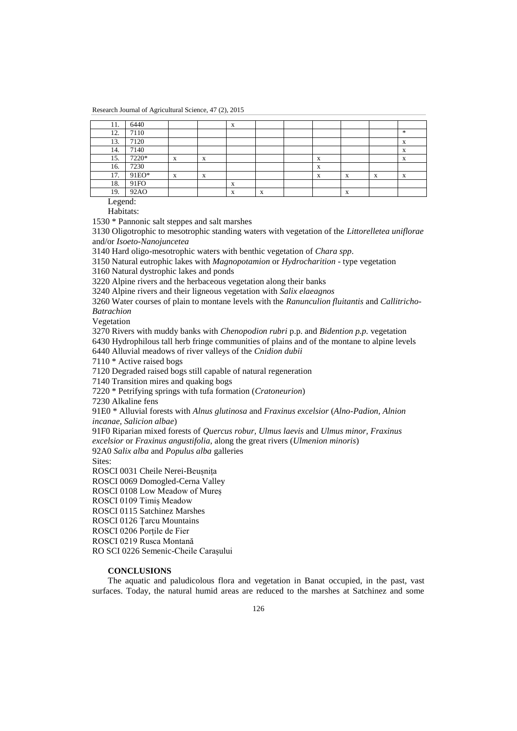| | | | | | | | | | | |
|---|---|---|---|---|---|---|---|---|---|---|
| 11. | 6440 | | | x | | | | | | |
| 12. | 7110 | | | | | | | | | * |
| 13. | 7120 | | | | | | | | | x |
| 14. | 7140 | | | | | | | | | x |
| 15. | 7220* | x | x | | | | x | | | x |
| 16. | 7230 | | | | | | x | | | |
| 17. | 91EO* | x | x | | | | x | x | x | x |
| 18. | 91FO | | | x | | | | | | |
| 19. | 92AO | | | x | x | | | x | | |

Legend:

Habitats:

1530 * Pannonic salt steppes and salt marshes

3130 Oligotrophic to mesotrophic standing waters with vegetation of the *Littorelletea uniflorae* and/or *Isoeto-Nanojuncetea*

3140 Hard oligo-mesotrophic waters with benthic vegetation of *Chara spp*.

3150 Natural eutrophic lakes with *Magnopotamion* or *Hydrocharition* - type vegetation

3160 Natural dystrophic lakes and ponds

3220 Alpine rivers and the herbaceous vegetation along their banks

3240 Alpine rivers and their ligneous vegetation with *Salix elaeagnos*

3260 Water courses of plain to montane levels with the *Ranunculion fluitantis* and *Callitricho-Batrachion*

Vegetation

3270 Rivers with muddy banks with *Chenopodion rubri* p.p. and *Bidention p.p.* vegetation

6430 Hydrophilous tall herb fringe communities of plains and of the montane to alpine levels

6440 Alluvial meadows of river valleys of the *Cnidion dubii*

7110 * Active raised bogs

7120 Degraded raised bogs still capable of natural regeneration

7140 Transition mires and quaking bogs

7220 * Petrifying springs with tufa formation (*Cratoneurion*)

7230 Alkaline fens

91E0 * Alluvial forests with *Alnus glutinosa* and *Fraxinus excelsior* (*Alno-Padion, Alnion incanae, Salicion albae*)

91F0 Riparian mixed forests of *Quercus robur, Ulmus laevis* and *Ulmus minor, Fraxinus excelsior* or *Fraxinus angustifolia*, along the great rivers (*Ulmenion minoris*)

92A0 *Salix alba* and *Populus alba* galleries

Sites:

ROSCI 0031 Cheile Nerei-Beușnița

ROSCI 0069 Domogled-Cerna Valley

ROSCI 0108 Low Meadow of Mureș

ROSCI 0109 Timiș Meadow

ROSCI 0115 Satchinez Marshes

ROSCI 0126 Țarcu Mountains

ROSCI 0206 Porțile de Fier

ROSCI 0219 Rusca Montană

RO SCI 0226 Semenic-Cheile Carașului

## CONCLUSIONS

The aquatic and paludicolous flora and vegetation in Banat occupied, in the past, vast surfaces. Today, the natural humid areas are reduced to the marshes at Satchinez and some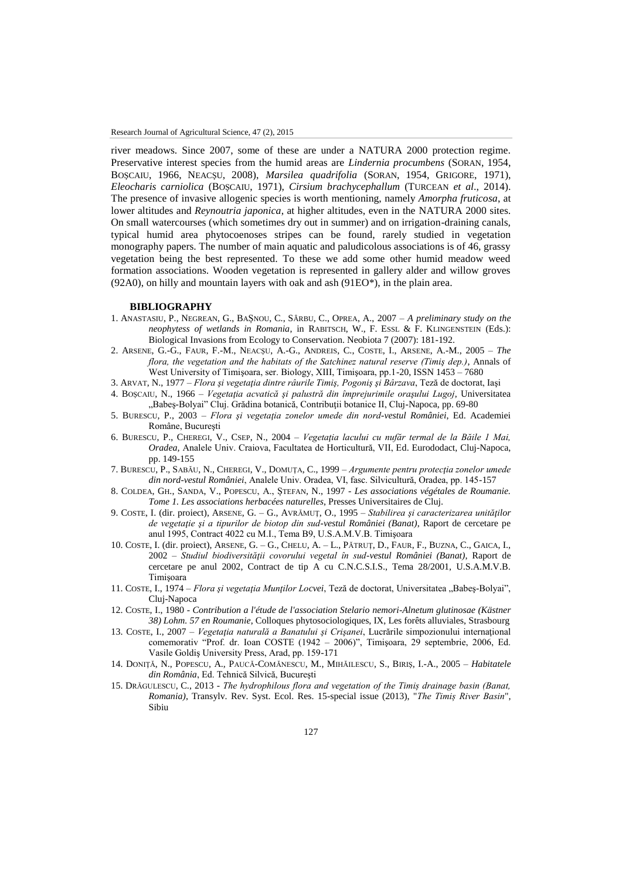river meadows. Since 2007, some of these are under a NATURA 2000 protection regime. Preservative interest species from the humid areas are *Lindernia procumbens* (SORAN, 1954, BOȘCAIU, 1966, NEACȘU, 2008), *Marsilea quadrifolia* (SORAN, 1954, GRIGORE, 1971), *Eleocharis carniolica* (BOȘCAIU, 1971), *Cirsium brachycephallum* (TURCEAN *et al*., 2014). The presence of invasive allogenic species is worth mentioning, namely *Amorpha fruticosa*, at lower altitudes and *Reynoutria japonica*, at higher altitudes, even in the NATURA 2000 sites. On small watercourses (which sometimes dry out in summer) and on irrigation-draining canals, typical humid area phytocoenoses stripes can be found, rarely studied in vegetation monography papers. The number of main aquatic and paludicolous associations is of 46, grassy vegetation being the best represented. To these we add some other humid meadow weed formation associations. Wooden vegetation is represented in gallery alder and willow groves (92A0), on hilly and mountain layers with oak and ash (91EO*), in the plain area.

## BIBLIOGRAPHY

1. ANASTASIU, P., NEGREAN, G., BAŞNOU, C., SÂRBU, C., OPREA, A., 2007 – *A preliminary study on the neophytess of wetlands in Romania*, in RABITSCH, W., F. ESSL & F. KLINGENSTEIN (Eds.): Biological Invasions from Ecology to Conservation. Neobiota 7 (2007): 181-192.
2. ARSENE, G.-G., FAUR, F.-M., NEACȘU, A.-G., ANDREIS, C., COSTE, I., ARSENE, A.-M., 2005 – *The flora, the vegetation and the habitats of the Satchinez natural reserve (Timiș dep.)*, Annals of West University of Timişoara, ser. Biology, XIII, Timişoara, pp.1-20, ISSN 1453 – 7680
3. ARVAT, N., 1977 – *Flora şi vegetaţia dintre râurile Timiş, Pogoniş şi Bârzava*, Teză de doctorat, Iaşi
4. BOȘCAIU, N., 1966 – *Vegetaţia acvatică şi palustră din împrejurimile oraşului Lugoj*, Universitatea „Babeş-Bolyai" Cluj. Grădina botanică, Contribuţii botanice II, Cluj-Napoca, pp. 69-80
5. BURESCU, P., 2003 – *Flora şi vegetaţia zonelor umede din nord-vestul României*, Ed. Academiei Române, Bucureşti
6. BURESCU, P., CHEREGI, V., CSEP, N., 2004 – *Vegetaţia lacului cu nufăr termal de la Băile 1 Mai, Oradea*, Analele Univ. Craiova, Facultatea de Horticultură, VII, Ed. Eurododact, Cluj-Napoca, pp. 149-155
7. BURESCU, P., SABĂU, N., CHEREGI, V., DOMUȚA, C., 1999 – *Argumente pentru protecţia zonelor umede din nord-vestul României*, Analele Univ. Oradea, VI, fasc. Silvicultură, Oradea, pp. 145-157
8. COLDEA, GH., SANDA, V., POPESCU, A., ŞTEFAN, N., 1997 - *Les associations végétales de Roumanie. Tome 1. Les associations herbacées naturelles*, Presses Universitaires de Cluj.
9. COSTE, I. (dir. proiect), ARSENE, G. – G., AVRĂMUȚ, O., 1995 – *Stabilirea şi caracterizarea unităţilor de vegetaţie şi a tipurilor de biotop din sud-vestul României (Banat)*, Raport de cercetare pe anul 1995, Contract 4022 cu M.I., Tema B9, U.S.A.M.V.B. Timişoara
10. COSTE, I. (dir. proiect), ARSENE, G. – G., CHELU, A. – L., PĂTRUȚ, D., FAUR, F., BUZNA, C., GAICA, I., 2002 – *Studiul biodiversităţii covorului vegetal în sud-vestul României (Banat)*, Raport de cercetare pe anul 2002, Contract de tip A cu C.N.C.S.I.S., Tema 28/2001, U.S.A.M.V.B. Timişoara
11. COSTE, I., 1974 – *Flora şi vegetaţia Munţilor Locvei*, Teză de doctorat, Universitatea „Babeş-Bolyai", Cluj-Napoca
12. COSTE, I., 1980 - *Contribution a l'étude de l'association Stelario nemori-Alnetum glutinosae (Kästner 38) Lohm. 57 en Roumanie*, Colloques phytosociologiques, IX, Les forêts alluviales, Strasbourg
13. COSTE, I., 2007 – *Vegetaţia naturală a Banatului şi Crişanei*, Lucrările simpozionului internaţional comemorativ "Prof. dr. Ioan COSTE (1942 – 2006)", Timişoara, 29 septembrie, 2006, Ed. Vasile Goldiş University Press, Arad, pp. 159-171
14. DONIȚĂ, N., POPESCU, A., PAUCĂ-COMĂNESCU, M., MIHĂILESCU, S., BIRIȘ, I.-A., 2005 – *Habitatele din România*, Ed. Tehnică Silvică, Bucureşti
15. DRĂGULESCU, C., 2013 - *The hydrophilous flora and vegetation of the Timiş drainage basin (Banat, Romania)*, Transylv. Rev. Syst. Ecol. Res. 15-special issue (2013), "*The Timiş River Basin*", Sibiu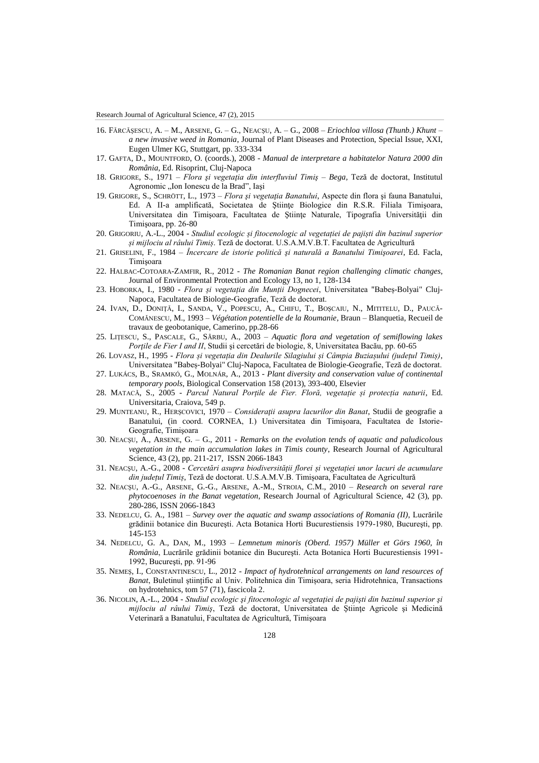16. FĂRCĂȘESCU, A. – M., ARSENE, G. – G., NEACȘU, A. – G., 2008 – *Eriochloa villosa (Thunb.) Khunt – a new invasive weed in Romania*, Journal of Plant Diseases and Protection, Special Issue, XXI, Eugen Ulmer KG, Stuttgart, pp. 333-334
17. GAFTA, D., MOUNTFORD, O. (coords.), 2008 - *Manual de interpretare a habitatelor Natura 2000 din România*, Ed. Risoprint, Cluj-Napoca
18. GRIGORE, S., 1971 – *Flora şi vegetaţia din interfluviul Timiş – Bega*, Teză de doctorat, Institutul Agronomic „Ion Ionescu de la Brad", Iaşi
19. GRIGORE, S., SCHRÖTT, L., 1973 – *Flora şi vegetaţia Banatului*, Aspecte din flora şi fauna Banatului, Ed. A II-a amplificată, Societatea de Ştiinţe Biologice din R.S.R. Filiala Timişoara, Universitatea din Timişoara, Facultatea de Ştiinţe Naturale, Tipografia Universităţii din Timişoara, pp. 26-80
20. GRIGORIU, A.-L., 2004 - *Studiul ecologic și fitocenologic al vegetației de pajiști din bazinul superior și mijlociu al râului Timiș*. Teză de doctorat. U.S.A.M.V.B.T. Facultatea de Agricultură
21. GRISELINI, F., 1984 – *Încercare de istorie politică şi naturală a Banatului Timişoarei*, Ed. Facla, Timişoara
22. HALBAC-COTOARA-ZAMFIR, R., 2012 - *The Romanian Banat region challenging climatic changes*, Journal of Environmental Protection and Ecology 13, no 1, 128-134
23. HOBORKA, I., 1980 - *Flora și vegetația din Munții Dognecei*, Universitatea "Babeș-Bolyai" Cluj-Napoca, Facultatea de Biologie-Geografie, Teză de doctorat.
24. IVAN, D., DONIȚĂ, I., SANDA, V., POPESCU, A., CHIFU, T., BOȘCAIU, N., MITITELU, D., PAUCĂ-COMĂNESCU, M., 1993 – *Végétation potentielle de la Roumanie*, Braun – Blanquetia, Recueil de travaux de geobotanique, Camerino, pp.28-66
25. LIȚESCU, S., PASCALE, G., SÂRBU, A., 2003 – *Aquatic flora and vegetation of semiflowing lakes Porțile de Fier I and II*, Studii şi cercetări de biologie, 8, Universitatea Bacău, pp. 60-65
26. LOVASZ, H., 1995 - *Flora și vegetația din Dealurile Silagiului și Câmpia Buziașului (județul Timiș)*, Universitatea "Babeș-Bolyai" Cluj-Napoca, Facultatea de Biologie-Geografie, Teză de doctorat.
27. LUKÁCS, B., SRAMKÓ, G., MOLNÁR, A., 2013 - *Plant diversity and conservation value of continental temporary pools*, Biological Conservation 158 (2013), 393-400, Elsevier
28. MATACĂ, S., 2005 - *Parcul Natural Porţile de Fier. Floră, vegetaţie şi protecţia naturii*, Ed. Universitaria, Craiova, 549 p.
29. MUNTEANU, R., HERȘCOVICI, 1970 – *Consideraţii asupra lacurilor din Banat*, Studii de geografie a Banatului, (in coord. CORNEA, I.) Universitatea din Timişoara, Facultatea de Istorie-Geografie, Timişoara
30. NEACȘU, A., ARSENE, G. – G., 2011 - *Remarks on the evolution tends of aquatic and paludicolous vegetation in the main accumulation lakes in Timis county*, Research Journal of Agricultural Science, 43 (2), pp. 211-217, ISSN 2066-1843
31. NEACȘU, A.-G., 2008 - *Cercetări asupra biodiversității florei și vegetației unor lacuri de acumulare din județul Timiș*, Teză de doctorat. U.S.A.M.V.B. Timişoara, Facultatea de Agricultură
32. NEACȘU, A.-G., ARSENE, G.-G., ARSENE, A.-M., STROIA, C.M., 2010 – *Research on several rare phytocoenoses in the Banat vegetation*, Research Journal of Agricultural Science, 42 (3), pp. 280-286, ISSN 2066-1843
33. NEDELCU, G. A., 1981 – *Survey over the aquatic and swamp associations of Romania (II)*, Lucrările grădinii botanice din Bucureşti. Acta Botanica Horti Bucurestiensis 1979-1980, Bucureşti, pp. 145-153
34. NEDELCU, G. A., DAN, M., 1993 – *Lemnetum minoris (Oberd. 1957) Müller et Görs 1960, în România*, Lucrările grădinii botanice din Bucureşti. Acta Botanica Horti Bucurestiensis 1991-1992, Bucureşti, pp. 91-96
35. NEMEȘ, I., CONSTANTINESCU, L., 2012 - *Impact of hydrotehnical arrangements on land resources of Banat*, Buletinul științific al Univ. Politehnica din Timișoara, seria Hidrotehnica, Transactions on hydrotehnics, tom 57 (71), fascicola 2.
36. NICOLIN, A.-L., 2004 - *Studiul ecologic și fitocenologic al vegetației de pajiști din bazinul superior și mijlociu al râului Timiș*, Teză de doctorat, Universitatea de Ştiinţe Agricole şi Medicină Veterinară a Banatului, Facultatea de Agricultură, Timişoara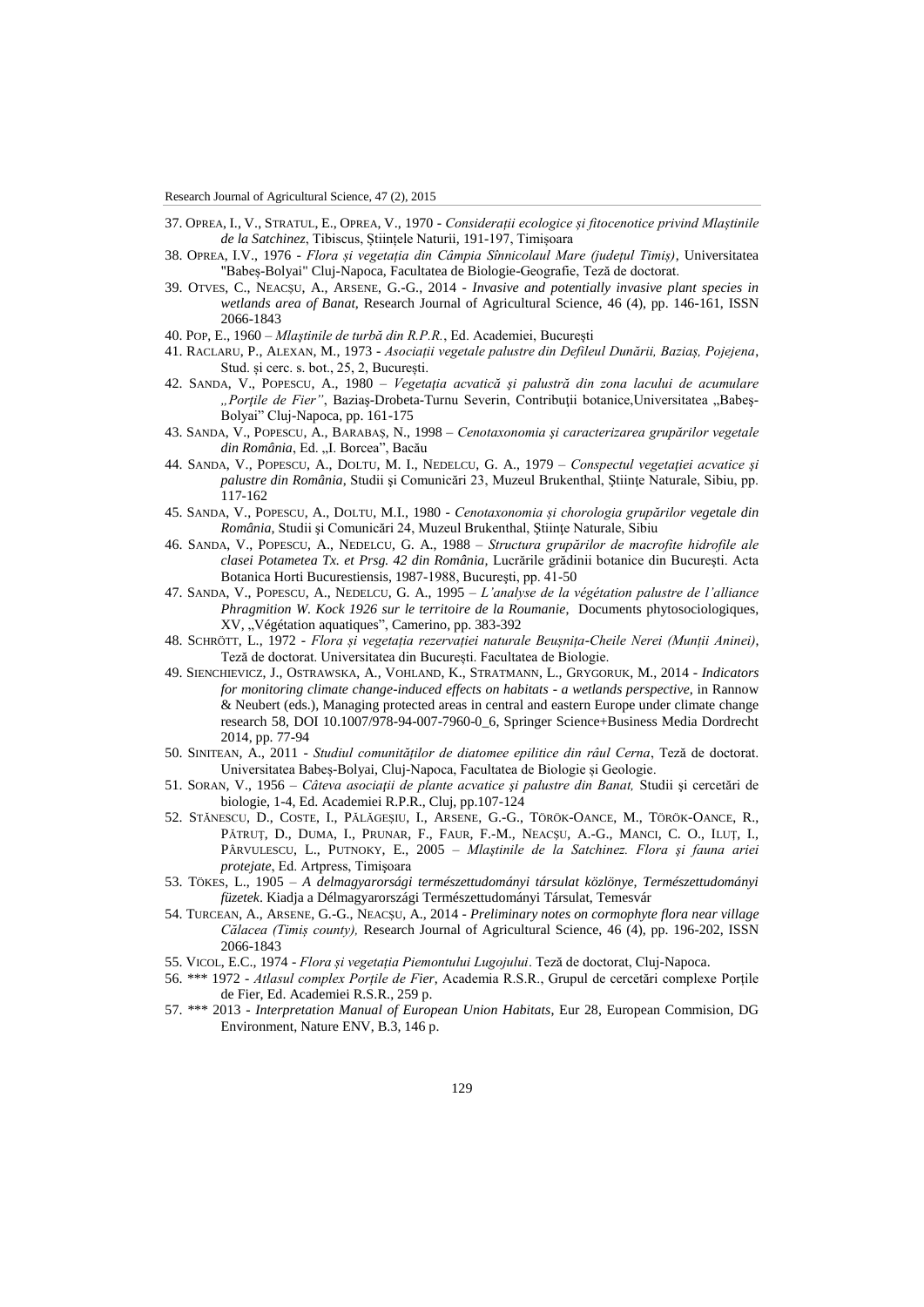37. OPREA, I., V., STRATUL, E., OPREA, V., 1970 - *Consideraţii ecologice şi fitocenotice privind Mlaştinile de la Satchinez*, Tibiscus, Ştiinţele Naturii, 191-197, Timişoara
38. OPREA, I.V., 1976 - *Flora şi vegetaţia din Câmpia Sînnicolaul Mare (judeţul Timiş)*, Universitatea "Babeş-Bolyai" Cluj-Napoca, Facultatea de Biologie-Geografie, Teză de doctorat.
39. OTVES, C., NEACŞU, A., ARSENE, G.-G., 2014 - *Invasive and potentially invasive plant species in wetlands area of Banat,* Research Journal of Agricultural Science, 46 (4), pp. 146-161, ISSN 2066-1843
40. POP, E., 1960 – *Mlaştinile de turbă din R.P.R.*, Ed. Academiei, Bucureşti
41. RACLARU, P., ALEXAN, M., 1973 - *Asociaţii vegetale palustre din Defileul Dunării, Baziaș, Pojejena*, Stud. şi cerc. s. bot., 25, 2, Bucureşti.
42. SANDA, V., POPESCU, A., 1980 – *Vegetaţia acvatică şi palustră din zona lacului de acumulare „Porţile de Fier"*, Baziaş-Drobeta-Turnu Severin, Contribuţii botanice,Universitatea „Babeş-Bolyai" Cluj-Napoca, pp. 161-175
43. SANDA, V., POPESCU, A., BARABAŞ, N., 1998 – *Cenotaxonomia şi caracterizarea grupărilor vegetale din România*, Ed. „I. Borcea", Bacău
44. SANDA, V., POPESCU, A., DOLTU, M. I., NEDELCU, G. A., 1979 – *Conspectul vegetaţiei acvatice şi palustre din România,* Studii şi Comunicări 23, Muzeul Brukenthal, Ştiinţe Naturale, Sibiu, pp. 117-162
45. SANDA, V., POPESCU, A., DOLTU, M.I., 1980 - *Cenotaxonomia şi chorologia grupărilor vegetale din România,* Studii şi Comunicări 24, Muzeul Brukenthal, Ştiinţe Naturale, Sibiu
46. SANDA, V., POPESCU, A., NEDELCU, G. A., 1988 – *Structura grupărilor de macrofite hidrofile ale clasei Potametea Tx. et Prsg. 42 din România,* Lucrările grădinii botanice din Bucureşti. Acta Botanica Horti Bucurestiensis, 1987-1988, Bucureşti, pp. 41-50
47. SANDA, V., POPESCU, A., NEDELCU, G. A., 1995 – *L'analyse de la végétation palustre de l'alliance Phragmition W. Kock 1926 sur le territoire de la Roumanie*, Documents phytosociologiques, XV, „Végétation aquatiques", Camerino, pp. 383-392
48. SCHRÖTT, L., 1972 - *Flora şi vegetaţia rezervaţiei naturale Beuşniţa-Cheile Nerei (Munţii Aninei)*, Teză de doctorat. Universitatea din Bucureşti. Facultatea de Biologie.
49. SIENCHIEVICZ, J., OSTRAWSKA, A., VOHLAND, K., STRATMANN, L., GRYGORUK, M., 2014 - *Indicators for monitoring climate change-induced effects on habitats - a wetlands perspective,* in Rannow & Neubert (eds.), Managing protected areas in central and eastern Europe under climate change research 58, DOI 10.1007/978-94-007-7960-0_6, Springer Science+Business Media Dordrecht 2014, pp. 77-94
50. SINITEAN, A., 2011 - *Studiul comunităţilor de diatomee epilitice din râul Cerna*, Teză de doctorat. Universitatea Babeş-Bolyai, Cluj-Napoca, Facultatea de Biologie şi Geologie.
51. SORAN, V., 1956 – *Câteva asociaţii de plante acvatice şi palustre din Banat,* Studii şi cercetări de biologie, 1-4, Ed. Academiei R.P.R., Cluj, pp.107-124
52. STĂNESCU, D., COSTE, I., PĂLĂGEŞIU, I., ARSENE, G.-G., TÖRÖK-OANCE, M., TÖRÖK-OANCE, R., PĂTRUŢ, D., DUMA, I., PRUNAR, F., FAUR, F.-M., NEACŞU, A.-G., MANCI, C. O., ILUŢ, I., PÂRVULESCU, L., PUTNOKY, E., 2005 – *Mlaştinile de la Satchinez. Flora şi fauna ariei protejate*, Ed. Artpress, Timişoara
53. TÖKES, L., 1905 – *A delmagyarországi természettudományi társulat közlönye, Természettudományi füzetek*. Kiadja a Délmagyarországi Természettudományi Társulat, Temesvár
54. TURCEAN, A., ARSENE, G.-G., NEACŞU, A., 2014 - *Preliminary notes on cormophyte flora near village Călacea (Timiş county),* Research Journal of Agricultural Science, 46 (4), pp. 196-202, ISSN 2066-1843
55. VICOL, E.C., 1974 - *Flora şi vegetaţia Piemontului Lugojului*. Teză de doctorat, Cluj-Napoca.
56. *** 1972 - *Atlasul complex Porţile de Fier*, Academia R.S.R., Grupul de cercetări complexe Porţile de Fier, Ed. Academiei R.S.R., 259 p.
57. *** 2013 - *Interpretation Manual of European Union Habitats*, Eur 28, European Commision, DG Environment, Nature ENV, B.3, 146 p.